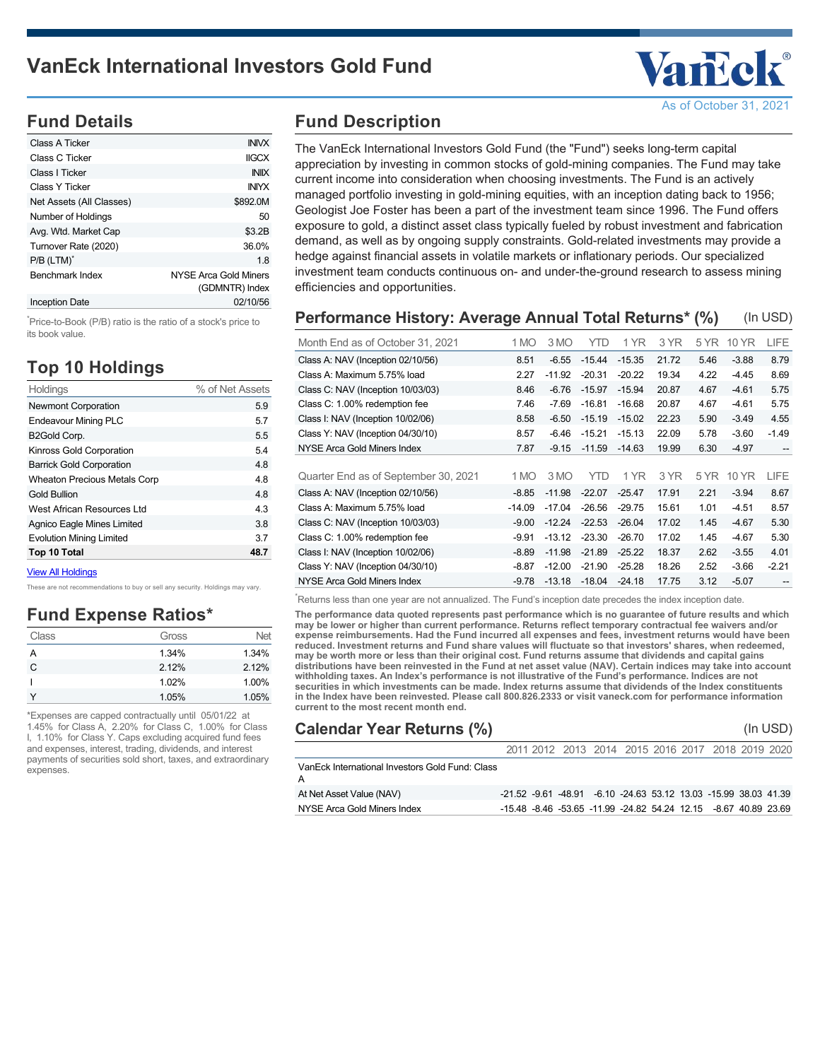# VanEck International Investors Gold Fund

As of October 31, 2021

## Fund Details

| | |
|---|---|
| Class A Ticker | INIVX |
| Class C Ticker | IIGCX |
| Class I Ticker | INIIX |
| Class Y Ticker | INIYX |
| Net Assets (All Classes) | $892.0M |
| Number of Holdings | 50 |
| Avg. Wtd. Market Cap | $3.2B |
| Turnover Rate (2020) | 36.0% |
| P/B (LTM)* | 1.8 |
| Benchmark Index | NYSE Arca Gold Miners (GDMNTR) Index |
| Inception Date | 02/10/56 |

*Price-to-Book (P/B) ratio is the ratio of a stock's price to its book value.

## Top 10 Holdings

| Holdings | % of Net Assets |
|---|---|
| Newmont Corporation | 5.9 |
| Endeavour Mining PLC | 5.7 |
| B2Gold Corp. | 5.5 |
| Kinross Gold Corporation | 5.4 |
| Barrick Gold Corporation | 4.8 |
| Wheaton Precious Metals Corp | 4.8 |
| Gold Bullion | 4.8 |
| West African Resources Ltd | 4.3 |
| Agnico Eagle Mines Limited | 3.8 |
| Evolution Mining Limited | 3.7 |
| **Top 10 Total** | **48.7** |

View All Holdings

These are not recommendations to buy or sell any security. Holdings may vary.

## Fund Expense Ratios*

| Class | Gross | Net |
|---|---|---|
| A | 1.34% | 1.34% |
| C | 2.12% | 2.12% |
| I | 1.02% | 1.00% |
| Y | 1.05% | 1.05% |

*Expenses are capped contractually until 05/01/22 at 1.45% for Class A, 2.20% for Class C, 1.00% for Class I, 1.10% for Class Y. Caps excluding acquired fund fees and expenses, interest, trading, dividends, and interest payments of securities sold short, taxes, and extraordinary expenses.

## Fund Description

The VanEck International Investors Gold Fund (the "Fund") seeks long-term capital appreciation by investing in common stocks of gold-mining companies. The Fund may take current income into consideration when choosing investments. The Fund is an actively managed portfolio investing in gold-mining equities, with an inception dating back to 1956; Geologist Joe Foster has been a part of the investment team since 1996. The Fund offers exposure to gold, a distinct asset class typically fueled by robust investment and fabrication demand, as well as by ongoing supply constraints. Gold-related investments may provide a hedge against financial assets in volatile markets or inflationary periods. Our specialized investment team conducts continuous on- and under-the-ground research to assess mining efficiencies and opportunities.

## Performance History: Average Annual Total Returns* (%)

(In USD)

| Month End as of October 31, 2021 | 1 MO | 3 MO | YTD | 1 YR | 3 YR | 5 YR | 10 YR | LIFE |
|---|---|---|---|---|---|---|---|---|
| Class A: NAV (Inception 02/10/56) | 8.51 | -6.55 | -15.44 | -15.35 | 21.72 | 5.46 | -3.88 | 8.79 |
| Class A: Maximum 5.75% load | 2.27 | -11.92 | -20.31 | -20.22 | 19.34 | 4.22 | -4.45 | 8.69 |
| Class C: NAV (Inception 10/03/03) | 8.46 | -6.76 | -15.97 | -15.94 | 20.87 | 4.67 | -4.61 | 5.75 |
| Class C: 1.00% redemption fee | 7.46 | -7.69 | -16.81 | -16.68 | 20.87 | 4.67 | -4.61 | 5.75 |
| Class I: NAV (Inception 10/02/06) | 8.58 | -6.50 | -15.19 | -15.02 | 22.23 | 5.90 | -3.49 | 4.55 |
| Class Y: NAV (Inception 04/30/10) | 8.57 | -6.46 | -15.21 | -15.13 | 22.09 | 5.78 | -3.60 | -1.49 |
| NYSE Arca Gold Miners Index | 7.87 | -9.15 | -11.59 | -14.63 | 19.99 | 6.30 | -4.97 | -- |
| **Quarter End as of September 30, 2021** | **1 MO** | **3 MO** | **YTD** | **1 YR** | **3 YR** | **5 YR** | **10 YR** | **LIFE** |
| Class A: NAV (Inception 02/10/56) | -8.85 | -11.98 | -22.07 | -25.47 | 17.91 | 2.21 | -3.94 | 8.67 |
| Class A: Maximum 5.75% load | -14.09 | -17.04 | -26.56 | -29.75 | 15.61 | 1.01 | -4.51 | 8.57 |
| Class C: NAV (Inception 10/03/03) | -9.00 | -12.24 | -22.53 | -26.04 | 17.02 | 1.45 | -4.67 | 5.30 |
| Class C: 1.00% redemption fee | -9.91 | -13.12 | -23.30 | -26.70 | 17.02 | 1.45 | -4.67 | 5.30 |
| Class I: NAV (Inception 10/02/06) | -8.89 | -11.98 | -21.89 | -25.22 | 18.37 | 2.62 | -3.55 | 4.01 |
| Class Y: NAV (Inception 04/30/10) | -8.87 | -12.00 | -21.90 | -25.28 | 18.26 | 2.52 | -3.66 | -2.21 |
| NYSE Arca Gold Miners Index | -9.78 | -13.18 | -18.04 | -24.18 | 17.75 | 3.12 | -5.07 | -- |

*Returns less than one year are not annualized. The Fund's inception date precedes the index inception date.

**The performance data quoted represents past performance which is no guarantee of future results and which may be lower or higher than current performance. Returns reflect temporary contractual fee waivers and/or expense reimbursements. Had the Fund incurred all expenses and fees, investment returns would have been reduced. Investment returns and Fund share values will fluctuate so that investors' shares, when redeemed, may be worth more or less than their original cost. Fund returns assume that dividends and capital gains distributions have been reinvested in the Fund at net asset value (NAV). Certain indices may take into account withholding taxes. An Index's performance is not illustrative of the Fund's performance. Indices are not securities in which investments can be made. Index returns assume that dividends of the Index constituents in the Index have been reinvested. Please call 800.826.2333 or visit vaneck.com for performance information current to the most recent month end.**

## Calendar Year Returns (%)

(In USD)

| | 2011 | 2012 | 2013 | 2014 | 2015 | 2016 | 2017 | 2018 | 2019 | 2020 |
|---|---|---|---|---|---|---|---|---|---|---|
| VanEck International Investors Gold Fund: Class A | | | | | | | | | | |
| At Net Asset Value (NAV) | -21.52 | -9.61 | -48.91 | -6.10 | -24.63 | 53.12 | 13.03 | -15.99 | 38.03 | 41.39 |
| NYSE Arca Gold Miners Index | -15.48 | -8.46 | -53.65 | -11.99 | -24.82 | 54.24 | 12.15 | -8.67 | 40.89 | 23.69 |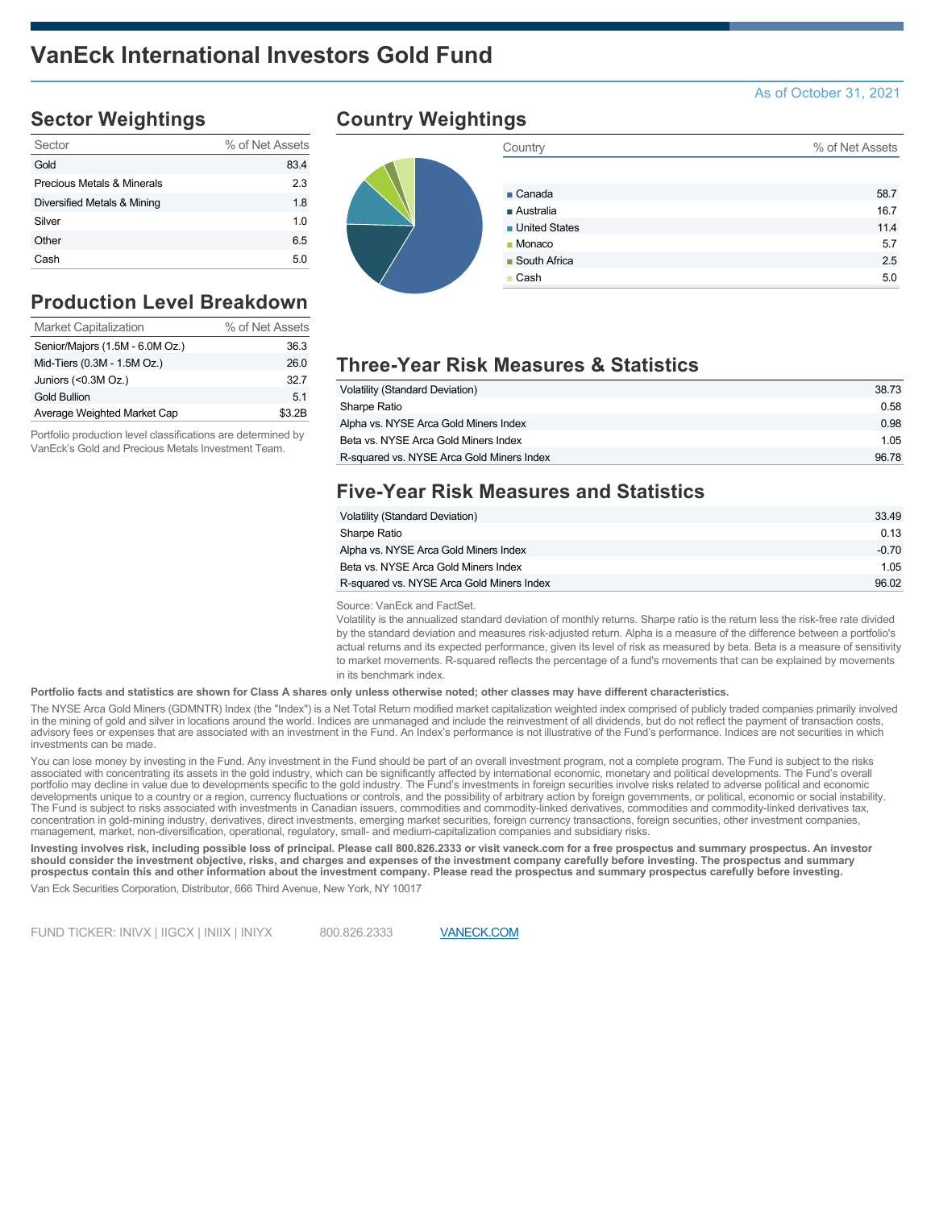# VanEck International Investors Gold Fund

As of October 31, 2021

## Sector Weightings

| Sector | % of Net Assets |
|---|---|
| Gold | 83.4 |
| Precious Metals & Minerals | 2.3 |
| Diversified Metals & Mining | 1.8 |
| Silver | 1.0 |
| Other | 6.5 |
| Cash | 5.0 |

## Production Level Breakdown

| Market Capitalization | % of Net Assets |
|---|---|
| Senior/Majors (1.5M - 6.0M Oz.) | 36.3 |
| Mid-Tiers (0.3M - 1.5M Oz.) | 26.0 |
| Juniors (<0.3M Oz.) | 32.7 |
| Gold Bullion | 5.1 |
| Average Weighted Market Cap | $3.2B |

Portfolio production level classifications are determined by VanEck's Gold and Precious Metals Investment Team.

## Country Weightings

| Country | % of Net Assets |
|---|---|
| Canada | 58.7 |
| Australia | 16.7 |
| United States | 11.4 |
| Monaco | 5.7 |
| South Africa | 2.5 |
| Cash | 5.0 |

## Three-Year Risk Measures & Statistics

| | |
|---|---|
| Volatility (Standard Deviation) | 38.73 |
| Sharpe Ratio | 0.58 |
| Alpha vs. NYSE Arca Gold Miners Index | 0.98 |
| Beta vs. NYSE Arca Gold Miners Index | 1.05 |
| R-squared vs. NYSE Arca Gold Miners Index | 96.78 |

## Five-Year Risk Measures and Statistics

| | |
|---|---|
| Volatility (Standard Deviation) | 33.49 |
| Sharpe Ratio | 0.13 |
| Alpha vs. NYSE Arca Gold Miners Index | -0.70 |
| Beta vs. NYSE Arca Gold Miners Index | 1.05 |
| R-squared vs. NYSE Arca Gold Miners Index | 96.02 |

Source: VanEck and FactSet.

Volatility is the annualized standard deviation of monthly returns. Sharpe ratio is the return less the risk-free rate divided by the standard deviation and measures risk-adjusted return. Alpha is a measure of the difference between a portfolio's actual returns and its expected performance, given its level of risk as measured by beta. Beta is a measure of sensitivity to market movements. R-squared reflects the percentage of a fund's movements that can be explained by movements in its benchmark index.

**Portfolio facts and statistics are shown for Class A shares only unless otherwise noted; other classes may have different characteristics.**

The NYSE Arca Gold Miners (GDMNTR) Index (the "Index") is a Net Total Return modified market capitalization weighted index comprised of publicly traded companies primarily involved in the mining of gold and silver in locations around the world. Indices are unmanaged and include the reinvestment of all dividends, but do not reflect the payment of transaction costs, advisory fees or expenses that are associated with an investment in the Fund. An Index's performance is not illustrative of the Fund's performance. Indices are not securities in which investments can be made.

You can lose money by investing in the Fund. Any investment in the Fund should be part of an overall investment program, not a complete program. The Fund is subject to the risks associated with concentrating its assets in the gold industry, which can be significantly affected by international economic, monetary and political developments. The Fund's overall portfolio may decline in value due to developments specific to the gold industry. The Fund's investments in foreign securities involve risks related to adverse political and economic developments unique to a country or a region, currency fluctuations or controls, and the possibility of arbitrary action by foreign governments, or political, economic or social instability. The Fund is subject to risks associated with investments in Canadian issuers, commodities and commodity-linked derivatives, commodities and commodity-linked derivatives tax, concentration in gold-mining industry, derivatives, direct investments, emerging market securities, foreign currency transactions, foreign securities, other investment companies, management, market, non-diversification, operational, regulatory, small- and medium-capitalization companies and subsidiary risks.

**Investing involves risk, including possible loss of principal. Please call 800.826.2333 or visit vaneck.com for a free prospectus and summary prospectus. An investor should consider the investment objective, risks, and charges and expenses of the investment company carefully before investing. The prospectus and summary prospectus contain this and other information about the investment company. Please read the prospectus and summary prospectus carefully before investing.**

Van Eck Securities Corporation, Distributor, 666 Third Avenue, New York, NY 10017

FUND TICKER: INIVX | IIGCX | INIIX | INIYX 800.826.2333 VANECK.COM